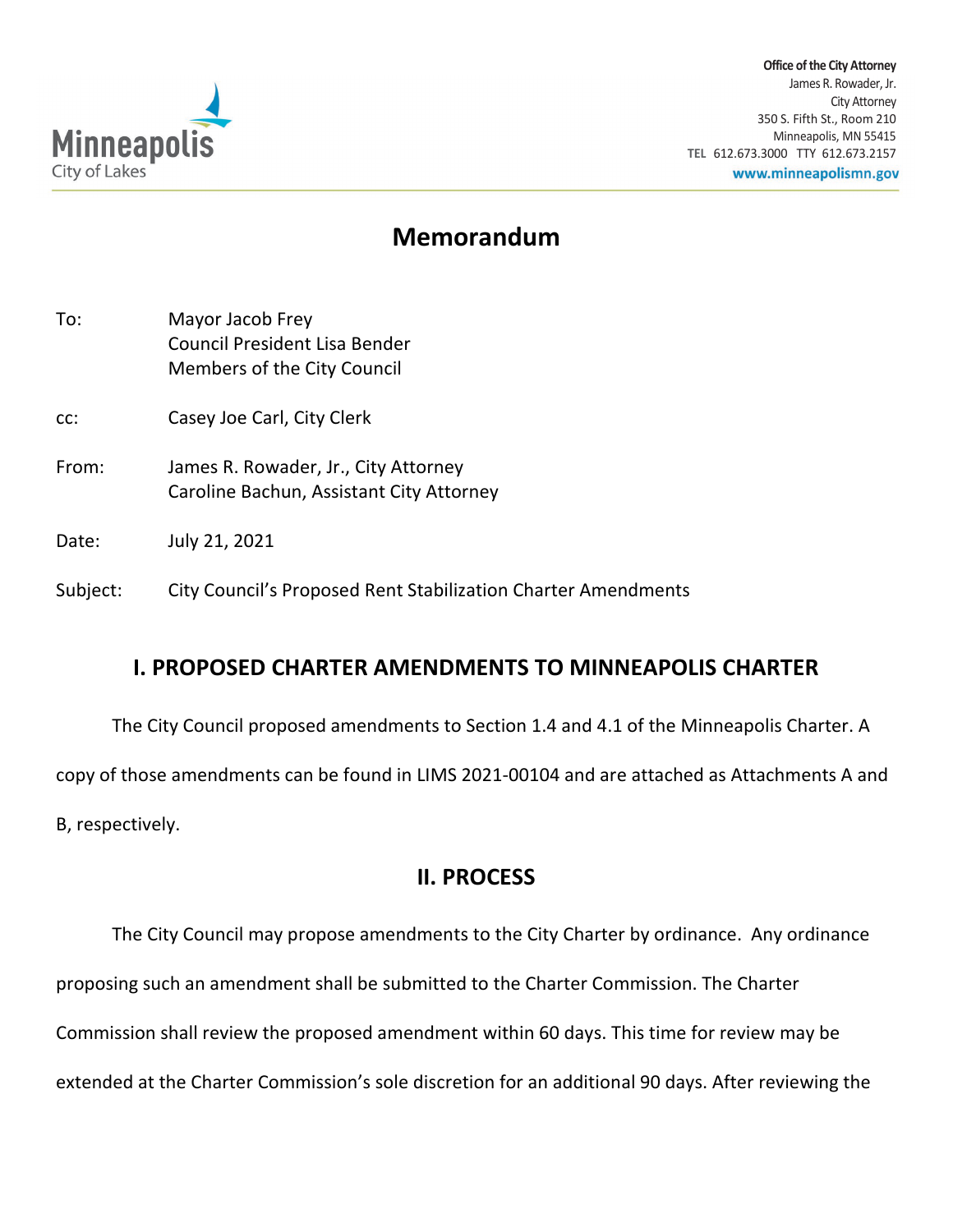Minneapolis
City of Lakes

**Office of the City Attorney**
James R. Rowader, Jr.
City Attorney
350 S. Fifth St., Room 210
Minneapolis, MN 55415
TEL 612.673.3000 TTY 612.673.2157
www.minneapolismn.gov

# Memorandum

To: Mayor Jacob Frey
Council President Lisa Bender
Members of the City Council

cc: Casey Joe Carl, City Clerk

From: James R. Rowader, Jr., City Attorney
Caroline Bachun, Assistant City Attorney

Date: July 21, 2021

Subject: City Council's Proposed Rent Stabilization Charter Amendments

## I. PROPOSED CHARTER AMENDMENTS TO MINNEAPOLIS CHARTER

The City Council proposed amendments to Section 1.4 and 4.1 of the Minneapolis Charter. A copy of those amendments can be found in LIMS 2021-00104 and are attached as Attachments A and B, respectively.

## II. PROCESS

The City Council may propose amendments to the City Charter by ordinance. Any ordinance proposing such an amendment shall be submitted to the Charter Commission. The Charter Commission shall review the proposed amendment within 60 days. This time for review may be extended at the Charter Commission's sole discretion for an additional 90 days. After reviewing the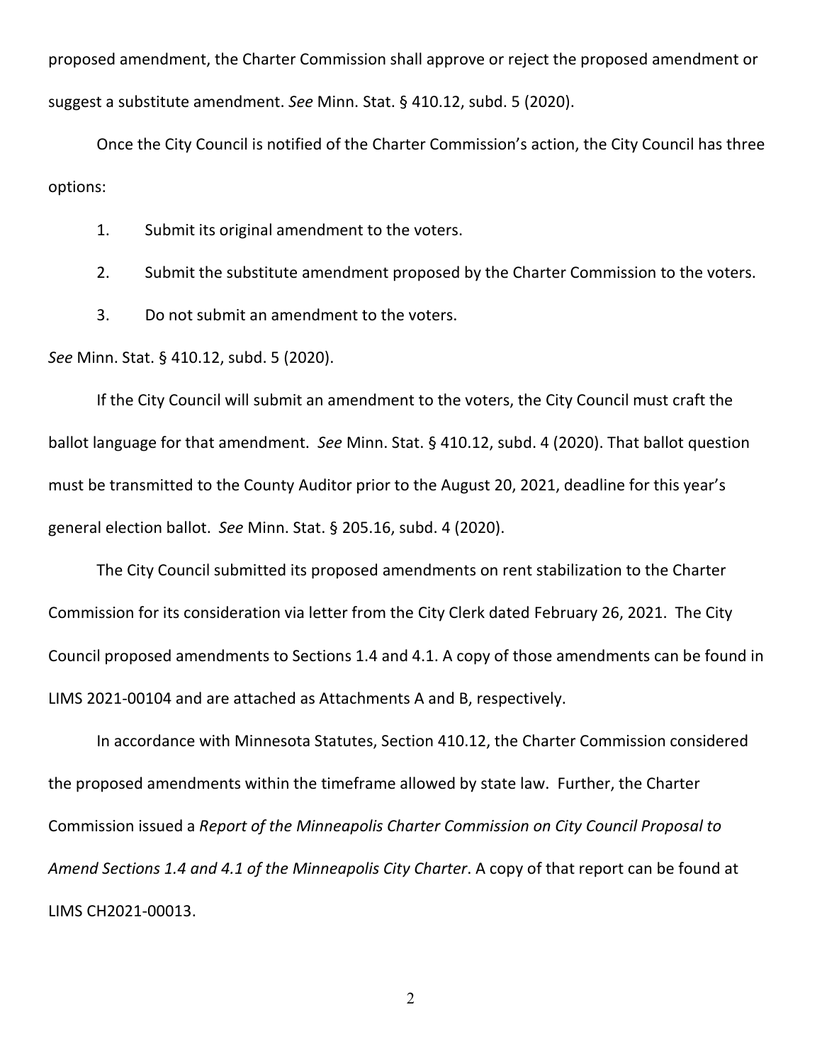proposed amendment, the Charter Commission shall approve or reject the proposed amendment or suggest a substitute amendment. *See* Minn. Stat. § 410.12, subd. 5 (2020).

Once the City Council is notified of the Charter Commission's action, the City Council has three options:

1. Submit its original amendment to the voters.
2. Submit the substitute amendment proposed by the Charter Commission to the voters.
3. Do not submit an amendment to the voters.

*See* Minn. Stat. § 410.12, subd. 5 (2020).

If the City Council will submit an amendment to the voters, the City Council must craft the ballot language for that amendment. *See* Minn. Stat. § 410.12, subd. 4 (2020). That ballot question must be transmitted to the County Auditor prior to the August 20, 2021, deadline for this year's general election ballot. *See* Minn. Stat. § 205.16, subd. 4 (2020).

The City Council submitted its proposed amendments on rent stabilization to the Charter Commission for its consideration via letter from the City Clerk dated February 26, 2021. The City Council proposed amendments to Sections 1.4 and 4.1. A copy of those amendments can be found in LIMS 2021-00104 and are attached as Attachments A and B, respectively.

In accordance with Minnesota Statutes, Section 410.12, the Charter Commission considered the proposed amendments within the timeframe allowed by state law. Further, the Charter Commission issued a *Report of the Minneapolis Charter Commission on City Council Proposal to Amend Sections 1.4 and 4.1 of the Minneapolis City Charter*. A copy of that report can be found at LIMS CH2021-00013.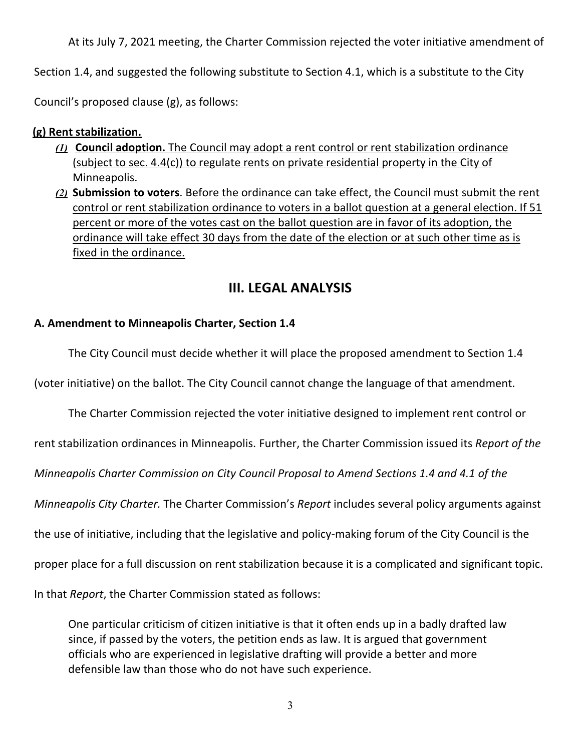At its July 7, 2021 meeting, the Charter Commission rejected the voter initiative amendment of Section 1.4, and suggested the following substitute to Section 4.1, which is a substitute to the City Council's proposed clause (g), as follows:

<u>**(g) Rent stabilization.**</u>

- <u>***(1)*** **Council adoption.** The Council may adopt a rent control or rent stabilization ordinance (subject to sec. 4.4(c)) to regulate rents on private residential property in the City of Minneapolis.</u>
- <u>***(2)*** **Submission to voters**. Before the ordinance can take effect, the Council must submit the rent control or rent stabilization ordinance to voters in a ballot question at a general election. If 51 percent or more of the votes cast on the ballot question are in favor of its adoption, the ordinance will take effect 30 days from the date of the election or at such other time as is fixed in the ordinance.</u>

## III. LEGAL ANALYSIS

### A. Amendment to Minneapolis Charter, Section 1.4

The City Council must decide whether it will place the proposed amendment to Section 1.4 (voter initiative) on the ballot. The City Council cannot change the language of that amendment.

The Charter Commission rejected the voter initiative designed to implement rent control or rent stabilization ordinances in Minneapolis. Further, the Charter Commission issued its *Report of the Minneapolis Charter Commission on City Council Proposal to Amend Sections 1.4 and 4.1 of the Minneapolis City Charter.* The Charter Commission's *Report* includes several policy arguments against the use of initiative, including that the legislative and policy-making forum of the City Council is the proper place for a full discussion on rent stabilization because it is a complicated and significant topic. In that *Report*, the Charter Commission stated as follows:

> One particular criticism of citizen initiative is that it often ends up in a badly drafted law since, if passed by the voters, the petition ends as law. It is argued that government officials who are experienced in legislative drafting will provide a better and more defensible law than those who do not have such experience.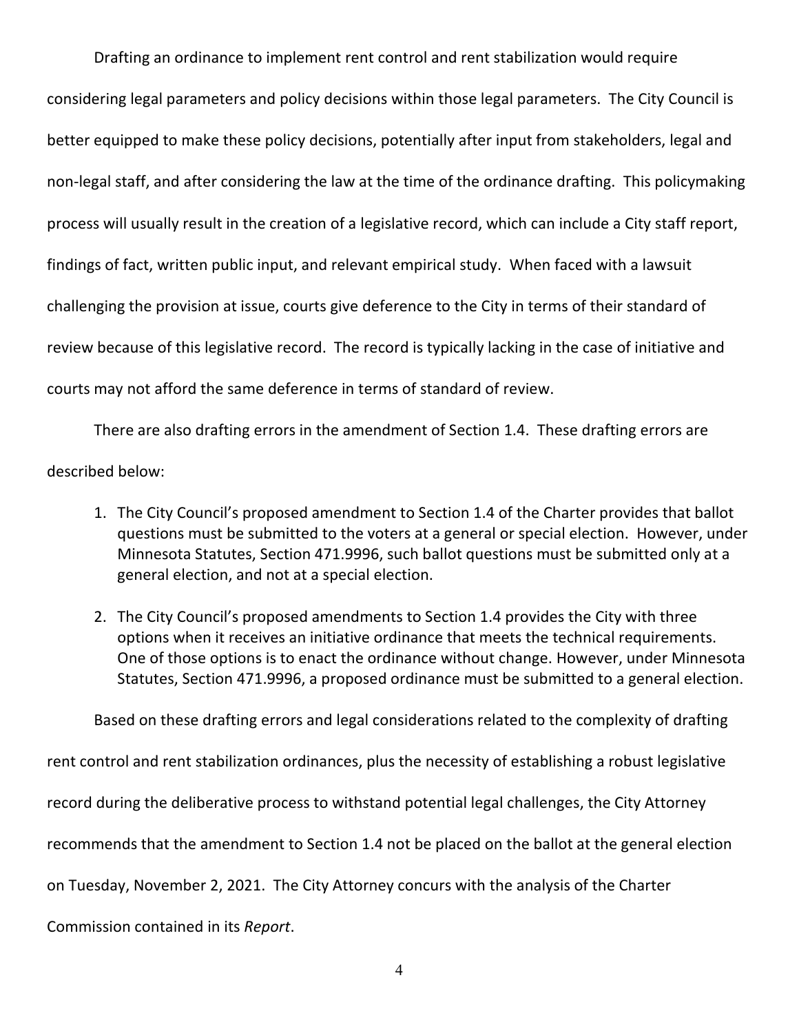Drafting an ordinance to implement rent control and rent stabilization would require considering legal parameters and policy decisions within those legal parameters. The City Council is better equipped to make these policy decisions, potentially after input from stakeholders, legal and non-legal staff, and after considering the law at the time of the ordinance drafting. This policymaking process will usually result in the creation of a legislative record, which can include a City staff report, findings of fact, written public input, and relevant empirical study. When faced with a lawsuit challenging the provision at issue, courts give deference to the City in terms of their standard of review because of this legislative record. The record is typically lacking in the case of initiative and courts may not afford the same deference in terms of standard of review.

There are also drafting errors in the amendment of Section 1.4. These drafting errors are described below:

1. The City Council's proposed amendment to Section 1.4 of the Charter provides that ballot questions must be submitted to the voters at a general or special election. However, under Minnesota Statutes, Section 471.9996, such ballot questions must be submitted only at a general election, and not at a special election.

2. The City Council's proposed amendments to Section 1.4 provides the City with three options when it receives an initiative ordinance that meets the technical requirements. One of those options is to enact the ordinance without change. However, under Minnesota Statutes, Section 471.9996, a proposed ordinance must be submitted to a general election.

Based on these drafting errors and legal considerations related to the complexity of drafting rent control and rent stabilization ordinances, plus the necessity of establishing a robust legislative record during the deliberative process to withstand potential legal challenges, the City Attorney recommends that the amendment to Section 1.4 not be placed on the ballot at the general election on Tuesday, November 2, 2021. The City Attorney concurs with the analysis of the Charter Commission contained in its *Report*.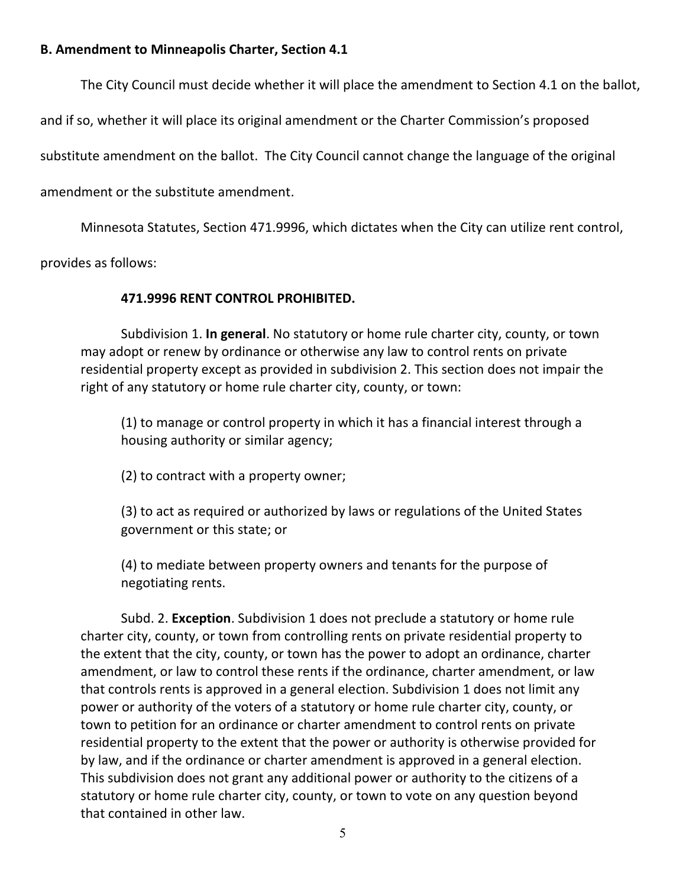**B. Amendment to Minneapolis Charter, Section 4.1**

The City Council must decide whether it will place the amendment to Section 4.1 on the ballot, and if so, whether it will place its original amendment or the Charter Commission's proposed substitute amendment on the ballot. The City Council cannot change the language of the original amendment or the substitute amendment.

Minnesota Statutes, Section 471.9996, which dictates when the City can utilize rent control, provides as follows:

> **471.9996 RENT CONTROL PROHIBITED.**
>
> Subdivision 1. **In general**. No statutory or home rule charter city, county, or town may adopt or renew by ordinance or otherwise any law to control rents on private residential property except as provided in subdivision 2. This section does not impair the right of any statutory or home rule charter city, county, or town:
>
> (1) to manage or control property in which it has a financial interest through a housing authority or similar agency;
>
> (2) to contract with a property owner;
>
> (3) to act as required or authorized by laws or regulations of the United States government or this state; or
>
> (4) to mediate between property owners and tenants for the purpose of negotiating rents.
>
> Subd. 2. **Exception**. Subdivision 1 does not preclude a statutory or home rule charter city, county, or town from controlling rents on private residential property to the extent that the city, county, or town has the power to adopt an ordinance, charter amendment, or law to control these rents if the ordinance, charter amendment, or law that controls rents is approved in a general election. Subdivision 1 does not limit any power or authority of the voters of a statutory or home rule charter city, county, or town to petition for an ordinance or charter amendment to control rents on private residential property to the extent that the power or authority is otherwise provided for by law, and if the ordinance or charter amendment is approved in a general election. This subdivision does not grant any additional power or authority to the citizens of a statutory or home rule charter city, county, or town to vote on any question beyond that contained in other law.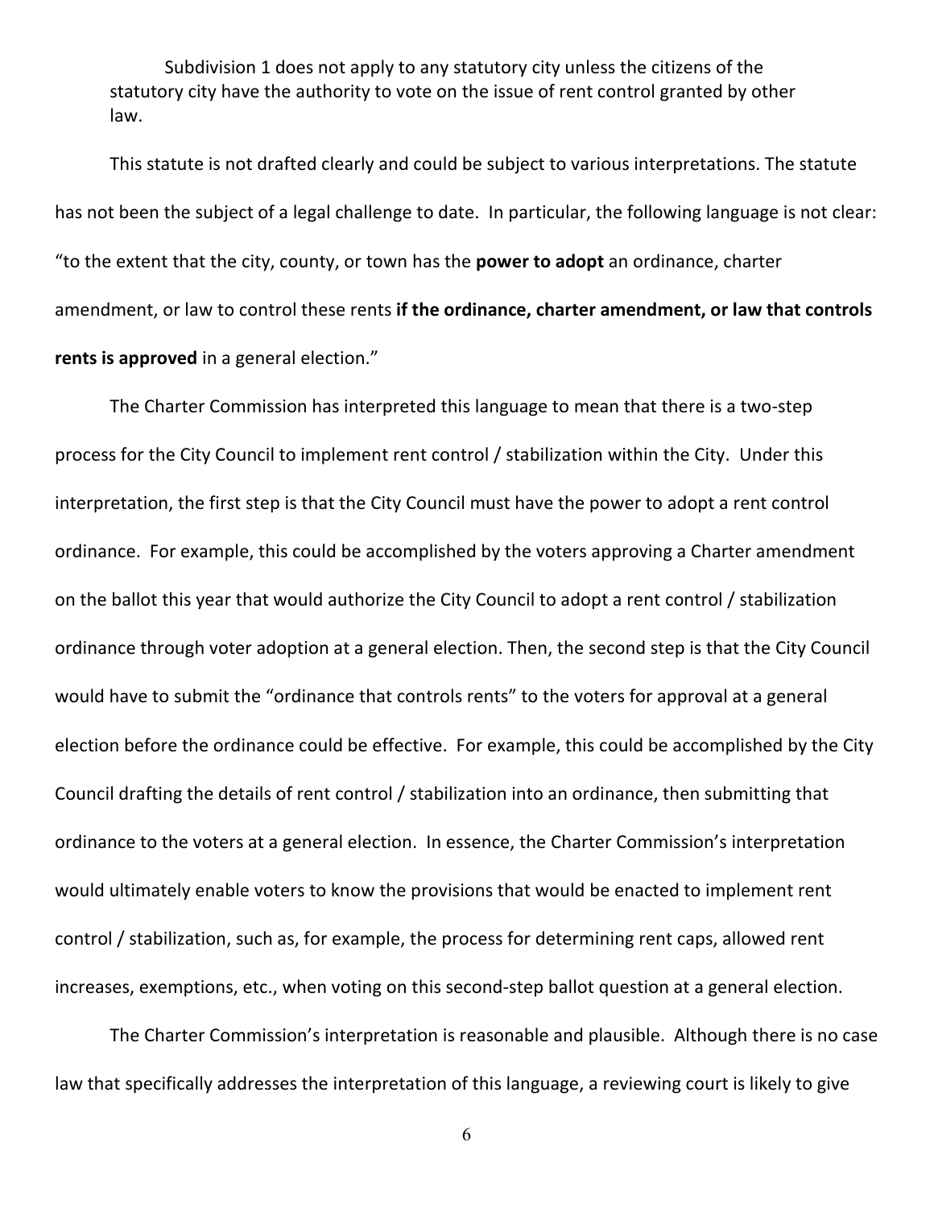> Subdivision 1 does not apply to any statutory city unless the citizens of the statutory city have the authority to vote on the issue of rent control granted by other law.

This statute is not drafted clearly and could be subject to various interpretations. The statute has not been the subject of a legal challenge to date. In particular, the following language is not clear: "to the extent that the city, county, or town has the **power to adopt** an ordinance, charter amendment, or law to control these rents **if the ordinance, charter amendment, or law that controls rents is approved** in a general election."

The Charter Commission has interpreted this language to mean that there is a two-step process for the City Council to implement rent control / stabilization within the City. Under this interpretation, the first step is that the City Council must have the power to adopt a rent control ordinance. For example, this could be accomplished by the voters approving a Charter amendment on the ballot this year that would authorize the City Council to adopt a rent control / stabilization ordinance through voter adoption at a general election. Then, the second step is that the City Council would have to submit the "ordinance that controls rents" to the voters for approval at a general election before the ordinance could be effective. For example, this could be accomplished by the City Council drafting the details of rent control / stabilization into an ordinance, then submitting that ordinance to the voters at a general election. In essence, the Charter Commission's interpretation would ultimately enable voters to know the provisions that would be enacted to implement rent control / stabilization, such as, for example, the process for determining rent caps, allowed rent increases, exemptions, etc., when voting on this second-step ballot question at a general election.

The Charter Commission's interpretation is reasonable and plausible. Although there is no case law that specifically addresses the interpretation of this language, a reviewing court is likely to give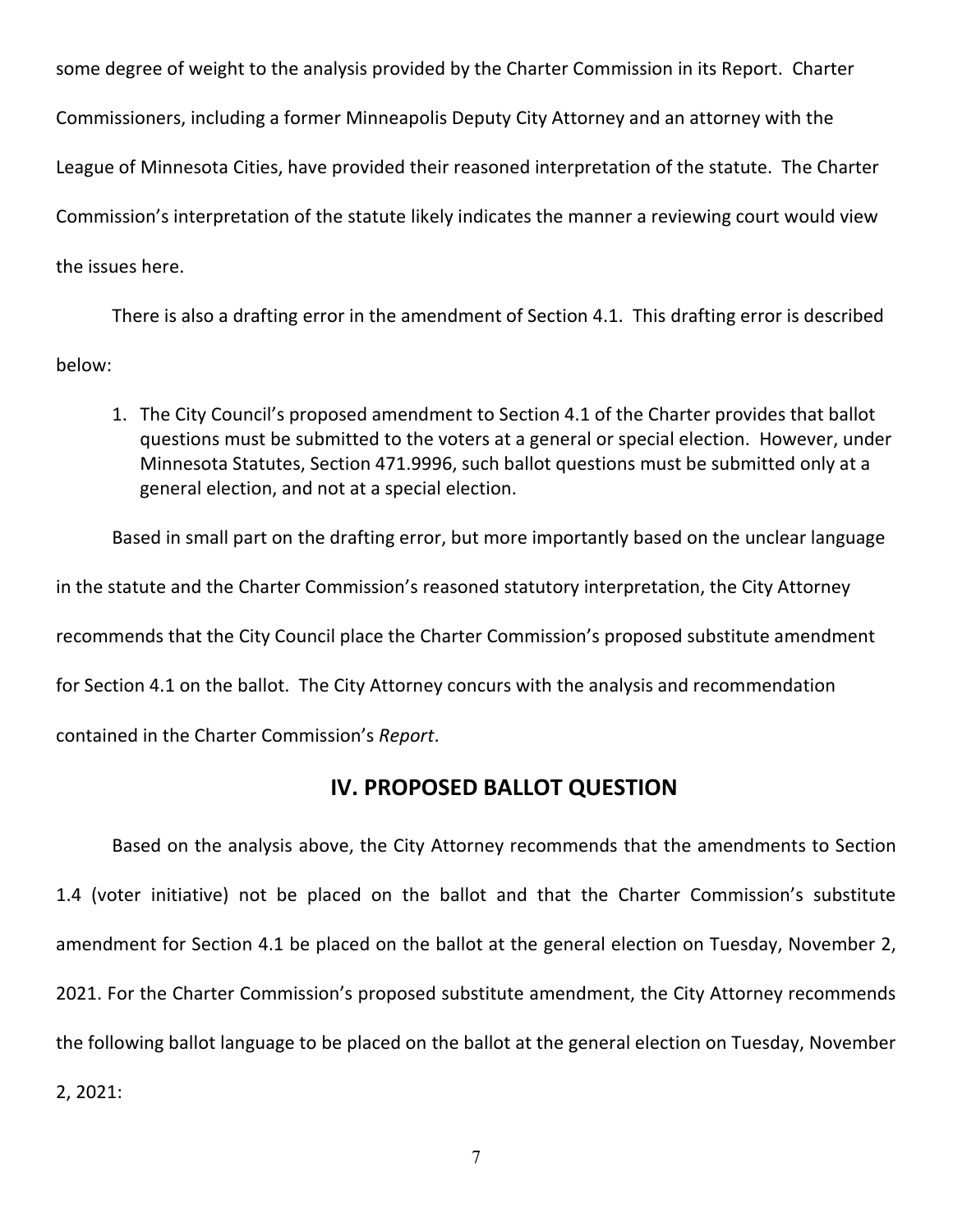some degree of weight to the analysis provided by the Charter Commission in its Report. Charter Commissioners, including a former Minneapolis Deputy City Attorney and an attorney with the League of Minnesota Cities, have provided their reasoned interpretation of the statute. The Charter Commission's interpretation of the statute likely indicates the manner a reviewing court would view the issues here.

There is also a drafting error in the amendment of Section 4.1. This drafting error is described below:

1. The City Council's proposed amendment to Section 4.1 of the Charter provides that ballot questions must be submitted to the voters at a general or special election. However, under Minnesota Statutes, Section 471.9996, such ballot questions must be submitted only at a general election, and not at a special election.

Based in small part on the drafting error, but more importantly based on the unclear language in the statute and the Charter Commission's reasoned statutory interpretation, the City Attorney recommends that the City Council place the Charter Commission's proposed substitute amendment for Section 4.1 on the ballot. The City Attorney concurs with the analysis and recommendation contained in the Charter Commission's *Report*.

## IV. PROPOSED BALLOT QUESTION

Based on the analysis above, the City Attorney recommends that the amendments to Section 1.4 (voter initiative) not be placed on the ballot and that the Charter Commission's substitute amendment for Section 4.1 be placed on the ballot at the general election on Tuesday, November 2, 2021. For the Charter Commission's proposed substitute amendment, the City Attorney recommends the following ballot language to be placed on the ballot at the general election on Tuesday, November 2, 2021: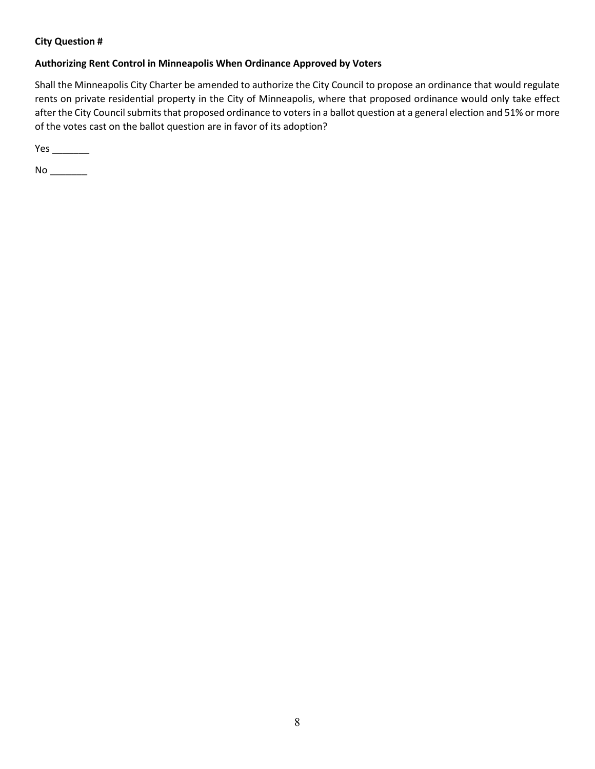**City Question #**

**Authorizing Rent Control in Minneapolis When Ordinance Approved by Voters**

Shall the Minneapolis City Charter be amended to authorize the City Council to propose an ordinance that would regulate rents on private residential property in the City of Minneapolis, where that proposed ordinance would only take effect after the City Council submits that proposed ordinance to voters in a ballot question at a general election and 51% or more of the votes cast on the ballot question are in favor of its adoption?

Yes _______

No _______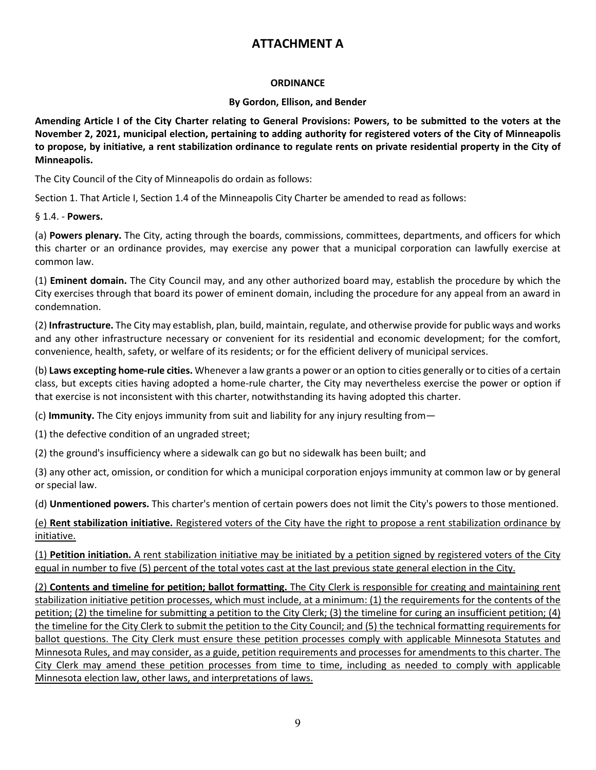# ATTACHMENT A

**ORDINANCE**

**By Gordon, Ellison, and Bender**

**Amending Article I of the City Charter relating to General Provisions: Powers, to be submitted to the voters at the November 2, 2021, municipal election, pertaining to adding authority for registered voters of the City of Minneapolis to propose, by initiative, a rent stabilization ordinance to regulate rents on private residential property in the City of Minneapolis.**

The City Council of the City of Minneapolis do ordain as follows:

Section 1. That Article I, Section 1.4 of the Minneapolis City Charter be amended to read as follows:

§ 1.4. - **Powers.**

(a) **Powers plenary.** The City, acting through the boards, commissions, committees, departments, and officers for which this charter or an ordinance provides, may exercise any power that a municipal corporation can lawfully exercise at common law.

(1) **Eminent domain.** The City Council may, and any other authorized board may, establish the procedure by which the City exercises through that board its power of eminent domain, including the procedure for any appeal from an award in condemnation.

(2) **Infrastructure.** The City may establish, plan, build, maintain, regulate, and otherwise provide for public ways and works and any other infrastructure necessary or convenient for its residential and economic development; for the comfort, convenience, health, safety, or welfare of its residents; or for the efficient delivery of municipal services.

(b) **Laws excepting home-rule cities.** Whenever a law grants a power or an option to cities generally or to cities of a certain class, but excepts cities having adopted a home-rule charter, the City may nevertheless exercise the power or option if that exercise is not inconsistent with this charter, notwithstanding its having adopted this charter.

(c) **Immunity.** The City enjoys immunity from suit and liability for any injury resulting from—

(1) the defective condition of an ungraded street;

(2) the ground's insufficiency where a sidewalk can go but no sidewalk has been built; and

(3) any other act, omission, or condition for which a municipal corporation enjoys immunity at common law or by general or special law.

(d) **Unmentioned powers.** This charter's mention of certain powers does not limit the City's powers to those mentioned.

<u>(e) **Rent stabilization initiative.** Registered voters of the City have the right to propose a rent stabilization ordinance by initiative.</u>

<u>(1) **Petition initiation.** A rent stabilization initiative may be initiated by a petition signed by registered voters of the City equal in number to five (5) percent of the total votes cast at the last previous state general election in the City.</u>

<u>(2) **Contents and timeline for petition; ballot formatting.** The City Clerk is responsible for creating and maintaining rent stabilization initiative petition processes, which must include, at a minimum: (1) the requirements for the contents of the petition; (2) the timeline for submitting a petition to the City Clerk; (3) the timeline for curing an insufficient petition; (4) the timeline for the City Clerk to submit the petition to the City Council; and (5) the technical formatting requirements for ballot questions. The City Clerk must ensure these petition processes comply with applicable Minnesota Statutes and Minnesota Rules, and may consider, as a guide, petition requirements and processes for amendments to this charter. The City Clerk may amend these petition processes from time to time, including as needed to comply with applicable Minnesota election law, other laws, and interpretations of laws.</u>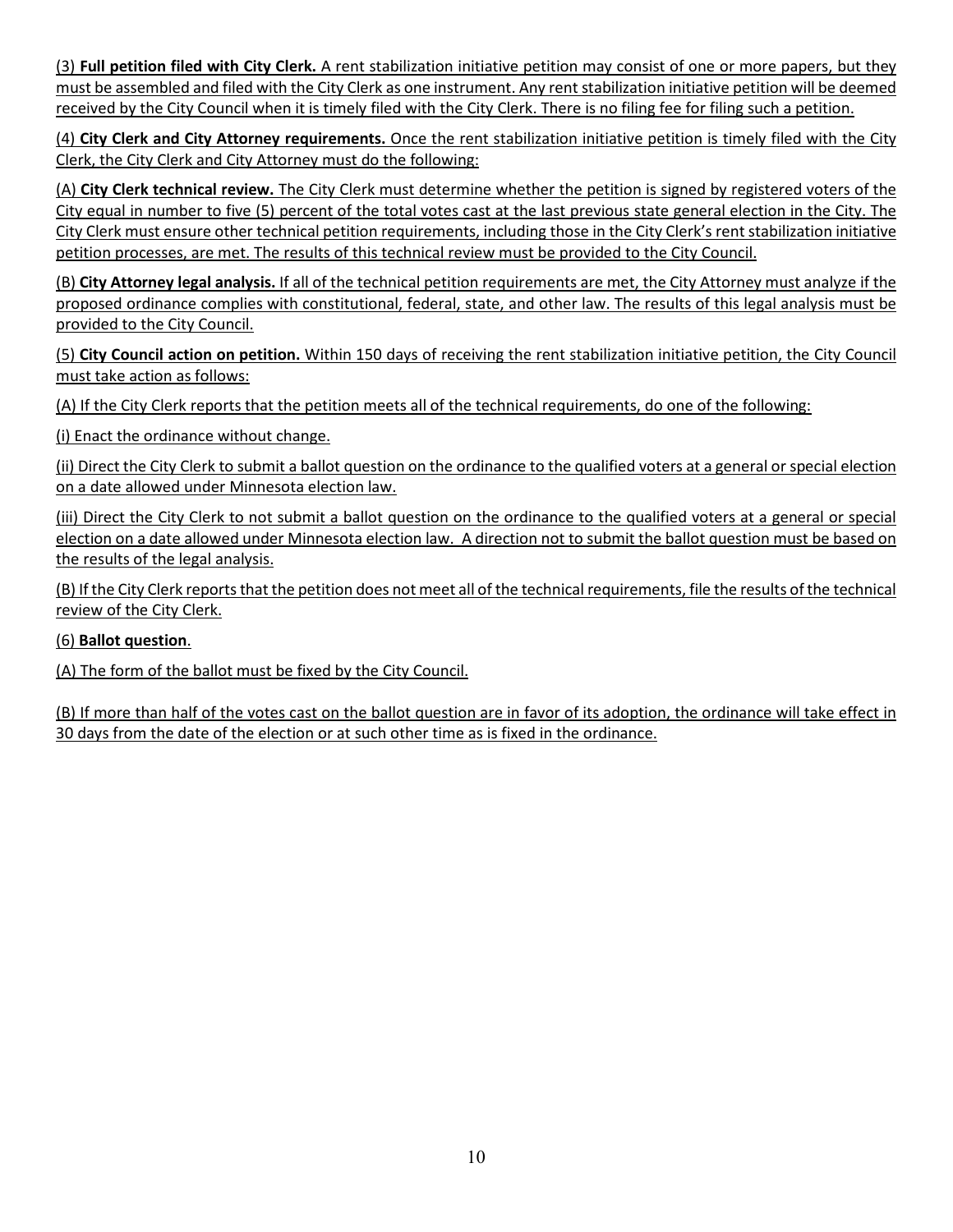(3) **Full petition filed with City Clerk.** A rent stabilization initiative petition may consist of one or more papers, but they must be assembled and filed with the City Clerk as one instrument. Any rent stabilization initiative petition will be deemed received by the City Council when it is timely filed with the City Clerk. There is no filing fee for filing such a petition.

(4) **City Clerk and City Attorney requirements.** Once the rent stabilization initiative petition is timely filed with the City Clerk, the City Clerk and City Attorney must do the following:

(A) **City Clerk technical review.** The City Clerk must determine whether the petition is signed by registered voters of the City equal in number to five (5) percent of the total votes cast at the last previous state general election in the City. The City Clerk must ensure other technical petition requirements, including those in the City Clerk's rent stabilization initiative petition processes, are met. The results of this technical review must be provided to the City Council.

(B) **City Attorney legal analysis.** If all of the technical petition requirements are met, the City Attorney must analyze if the proposed ordinance complies with constitutional, federal, state, and other law. The results of this legal analysis must be provided to the City Council.

(5) **City Council action on petition.** Within 150 days of receiving the rent stabilization initiative petition, the City Council must take action as follows:

(A) If the City Clerk reports that the petition meets all of the technical requirements, do one of the following:

(i) Enact the ordinance without change.

(ii) Direct the City Clerk to submit a ballot question on the ordinance to the qualified voters at a general or special election on a date allowed under Minnesota election law.

(iii) Direct the City Clerk to not submit a ballot question on the ordinance to the qualified voters at a general or special election on a date allowed under Minnesota election law. A direction not to submit the ballot question must be based on the results of the legal analysis.

(B) If the City Clerk reports that the petition does not meet all of the technical requirements, file the results of the technical review of the City Clerk.

(6) **Ballot question**.

(A) The form of the ballot must be fixed by the City Council.

(B) If more than half of the votes cast on the ballot question are in favor of its adoption, the ordinance will take effect in 30 days from the date of the election or at such other time as is fixed in the ordinance.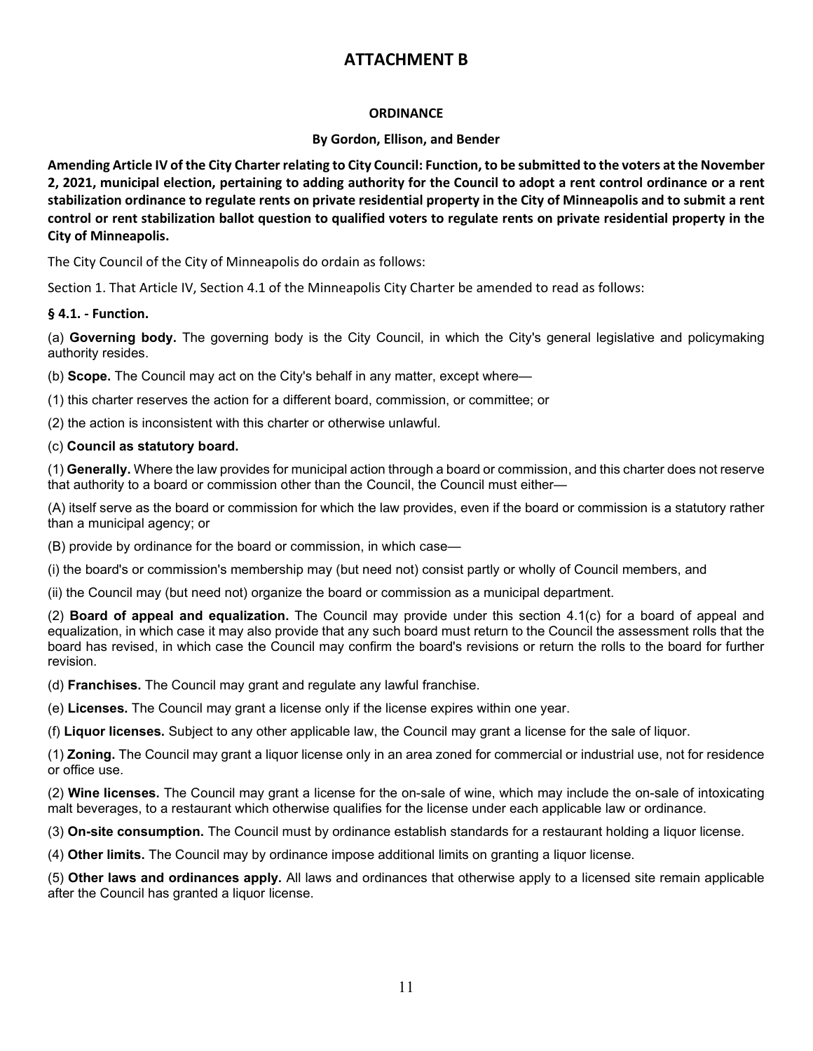# ATTACHMENT B

**ORDINANCE**

**By Gordon, Ellison, and Bender**

**Amending Article IV of the City Charter relating to City Council: Function, to be submitted to the voters at the November 2, 2021, municipal election, pertaining to adding authority for the Council to adopt a rent control ordinance or a rent stabilization ordinance to regulate rents on private residential property in the City of Minneapolis and to submit a rent control or rent stabilization ballot question to qualified voters to regulate rents on private residential property in the City of Minneapolis.**

The City Council of the City of Minneapolis do ordain as follows:

Section 1. That Article IV, Section 4.1 of the Minneapolis City Charter be amended to read as follows:

**§ 4.1. - Function.**

(a) **Governing body.** The governing body is the City Council, in which the City's general legislative and policymaking authority resides.

(b) **Scope.** The Council may act on the City's behalf in any matter, except where—

(1) this charter reserves the action for a different board, commission, or committee; or

(2) the action is inconsistent with this charter or otherwise unlawful.

(c) **Council as statutory board.**

(1) **Generally.** Where the law provides for municipal action through a board or commission, and this charter does not reserve that authority to a board or commission other than the Council, the Council must either—

(A) itself serve as the board or commission for which the law provides, even if the board or commission is a statutory rather than a municipal agency; or

(B) provide by ordinance for the board or commission, in which case—

(i) the board's or commission's membership may (but need not) consist partly or wholly of Council members, and

(ii) the Council may (but need not) organize the board or commission as a municipal department.

(2) **Board of appeal and equalization.** The Council may provide under this section 4.1(c) for a board of appeal and equalization, in which case it may also provide that any such board must return to the Council the assessment rolls that the board has revised, in which case the Council may confirm the board's revisions or return the rolls to the board for further revision.

(d) **Franchises.** The Council may grant and regulate any lawful franchise.

(e) **Licenses.** The Council may grant a license only if the license expires within one year.

(f) **Liquor licenses.** Subject to any other applicable law, the Council may grant a license for the sale of liquor.

(1) **Zoning.** The Council may grant a liquor license only in an area zoned for commercial or industrial use, not for residence or office use.

(2) **Wine licenses.** The Council may grant a license for the on-sale of wine, which may include the on-sale of intoxicating malt beverages, to a restaurant which otherwise qualifies for the license under each applicable law or ordinance.

(3) **On-site consumption.** The Council must by ordinance establish standards for a restaurant holding a liquor license.

(4) **Other limits.** The Council may by ordinance impose additional limits on granting a liquor license.

(5) **Other laws and ordinances apply.** All laws and ordinances that otherwise apply to a licensed site remain applicable after the Council has granted a liquor license.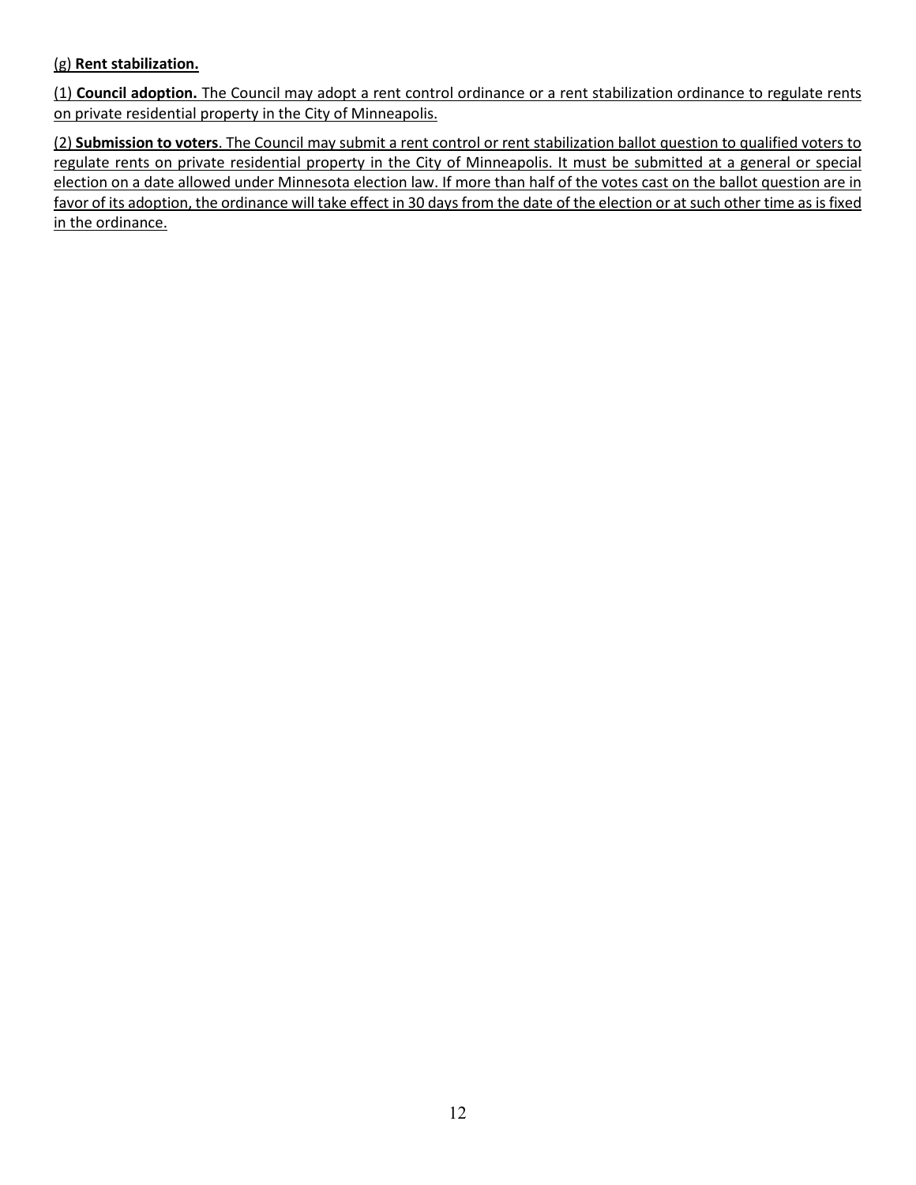(g) **Rent stabilization.**

(1) **Council adoption.** The Council may adopt a rent control ordinance or a rent stabilization ordinance to regulate rents on private residential property in the City of Minneapolis.

(2) **Submission to voters**. The Council may submit a rent control or rent stabilization ballot question to qualified voters to regulate rents on private residential property in the City of Minneapolis. It must be submitted at a general or special election on a date allowed under Minnesota election law. If more than half of the votes cast on the ballot question are in favor of its adoption, the ordinance will take effect in 30 days from the date of the election or at such other time as is fixed in the ordinance.